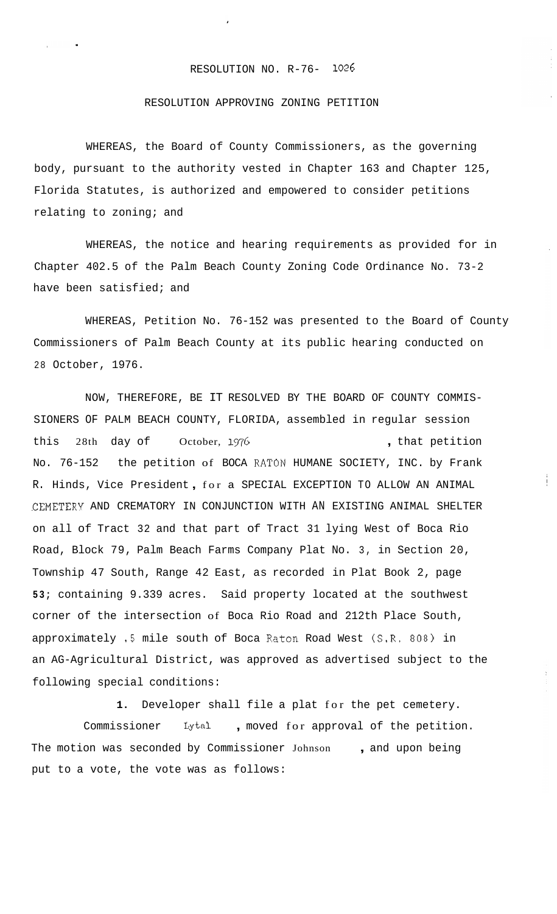RESOLUTION NO. R-76- 1026

RESOLUTION APPROVING ZONING PETITION

WHEREAS, the Board of County Commissioners, as the governing body, pursuant to the authority vested in Chapter 163 and Chapter 125, Florida Statutes, is authorized and empowered to consider petitions relating to zoning; and

WHEREAS, the notice and hearing requirements as provided for in Chapter 402.5 of the Palm Beach County Zoning Code Ordinance No. 73-2 have been satisfied; and

WHEREAS, Petition No. 76-152 was presented to the Board of County Commissioners of Palm Beach County at its public hearing conducted on 28 October, 1976.

NOW, THEREFORE, BE IT RESOLVED BY THE BOARD OF COUNTY COMMISSIONERS OF PALM BEACH COUNTY, FLORIDA, assembled in regular session this 28th day of October, 1976, that petition No. 76-152 the petition of BOCA RATON HUMANE SOCIETY, INC. by Frank R. Hinds, Vice President, for a SPECIAL EXCEPTION TO ALLOW AN ANIMAL CEMETERY AND CREMATORY IN CONJUNCTION WITH AN EXISTING ANIMAL SHELTER on all of Tract 32 and that part of Tract 31 lying West of Boca Rio Road, Block 79, Palm Beach Farms Company Plat No. 3, in Section 20, Township 47 South, Range 42 East, as recorded in Plat Book 2, page 53; containing 9.339 acres. Said property located at the southwest corner of the intersection of Boca Rio Road and 212th Place South, approximately .5 mile south of Boca Raton Road West (S.R. 808) in an AG-Agricultural District, was approved as advertised subject to the following special conditions:

1. Developer shall file a plat for the pet cemetery.

Commissioner Lytal, moved for approval of the petition. The motion was seconded by Commissioner Johnson, and upon being put to a vote, the vote was as follows: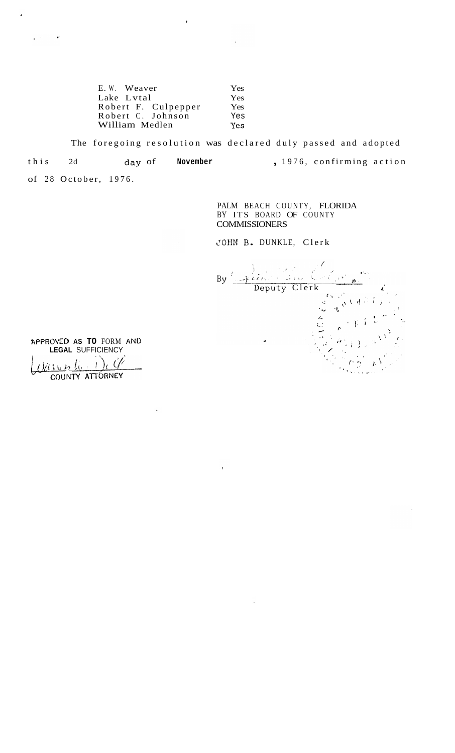| | |
|---|---|
| E. W. Weaver | Yes |
| Lake Lvtal | Yes |
| Robert F. Culpepper | Yes |
| Robert C. Johnson | Yes |
| William Medlen | Yes |

The foregoing resolution was declared duly passed and adopted this 2d day of November, 1976, confirming action of 28 October, 1976.

PALM BEACH COUNTY, FLORIDA
BY ITS BOARD OF COUNTY
COMMISSIONERS

JOHN B. DUNKLE, Clerk

By ______________________
Deputy Clerk

APPROVED AS TO FORM AND
LEGAL SUFFICIENCY

______________________
COUNTY ATTORNEY